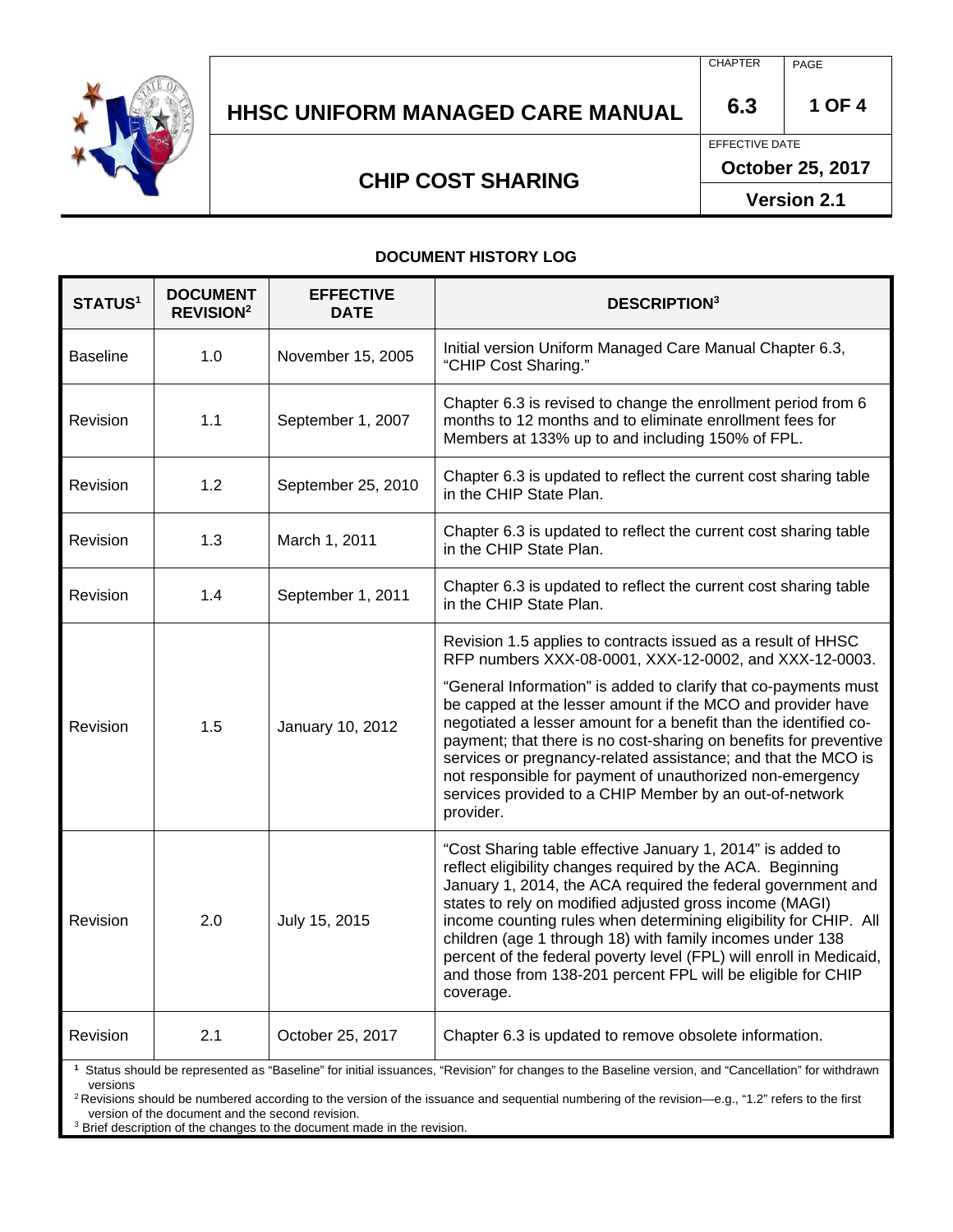# HHSC UNIFORM MANAGED CARE MANUAL

## CHIP COST SHARING

| CHAPTER | PAGE |
|---|---|
| 6.3 | 1 OF 4 |

EFFECTIVE DATE
**October 25, 2017**
**Version 2.1**

### DOCUMENT HISTORY LOG

| STATUS[1] | DOCUMENT REVISION[2] | EFFECTIVE DATE | DESCRIPTION[3] |
|---|---|---|---|
| Baseline | 1.0 | November 15, 2005 | Initial version Uniform Managed Care Manual Chapter 6.3, "CHIP Cost Sharing." |
| Revision | 1.1 | September 1, 2007 | Chapter 6.3 is revised to change the enrollment period from 6 months to 12 months and to eliminate enrollment fees for Members at 133% up to and including 150% of FPL. |
| Revision | 1.2 | September 25, 2010 | Chapter 6.3 is updated to reflect the current cost sharing table in the CHIP State Plan. |
| Revision | 1.3 | March 1, 2011 | Chapter 6.3 is updated to reflect the current cost sharing table in the CHIP State Plan. |
| Revision | 1.4 | September 1, 2011 | Chapter 6.3 is updated to reflect the current cost sharing table in the CHIP State Plan. |
| Revision | 1.5 | January 10, 2012 | Revision 1.5 applies to contracts issued as a result of HHSC RFP numbers XXX-08-0001, XXX-12-0002, and XXX-12-0003.<br><br>"General Information" is added to clarify that co-payments must be capped at the lesser amount if the MCO and provider have negotiated a lesser amount for a benefit than the identified co-payment; that there is no cost-sharing on benefits for preventive services or pregnancy-related assistance; and that the MCO is not responsible for payment of unauthorized non-emergency services provided to a CHIP Member by an out-of-network provider. |
| Revision | 2.0 | July 15, 2015 | "Cost Sharing table effective January 1, 2014" is added to reflect eligibility changes required by the ACA. Beginning January 1, 2014, the ACA required the federal government and states to rely on modified adjusted gross income (MAGI) income counting rules when determining eligibility for CHIP. All children (age 1 through 18) with family incomes under 138 percent of the federal poverty level (FPL) will enroll in Medicaid, and those from 138-201 percent FPL will be eligible for CHIP coverage. |
| Revision | 2.1 | October 25, 2017 | Chapter 6.3 is updated to remove obsolete information. |

[1] Status should be represented as "Baseline" for initial issuances, "Revision" for changes to the Baseline version, and "Cancellation" for withdrawn versions

[2] Revisions should be numbered according to the version of the issuance and sequential numbering of the revision—e.g., "1.2" refers to the first version of the document and the second revision.

[3] Brief description of the changes to the document made in the revision.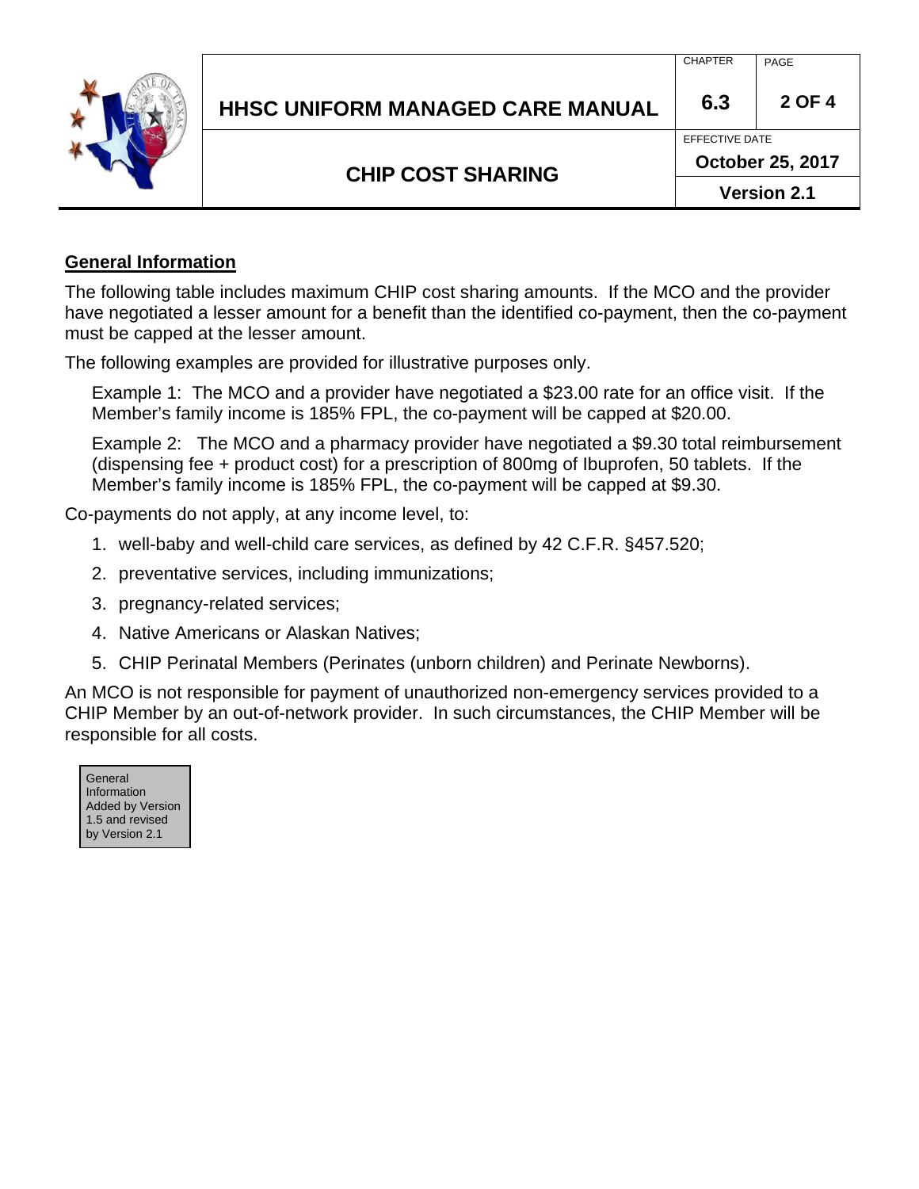## General Information

The following table includes maximum CHIP cost sharing amounts. If the MCO and the provider have negotiated a lesser amount for a benefit than the identified co-payment, then the co-payment must be capped at the lesser amount.

The following examples are provided for illustrative purposes only.

Example 1: The MCO and a provider have negotiated a $23.00 rate for an office visit. If the Member's family income is 185% FPL, the co-payment will be capped at $20.00.

Example 2: The MCO and a pharmacy provider have negotiated a $9.30 total reimbursement (dispensing fee + product cost) for a prescription of 800mg of Ibuprofen, 50 tablets. If the Member's family income is 185% FPL, the co-payment will be capped at $9.30.

Co-payments do not apply, at any income level, to:

1. well-baby and well-child care services, as defined by 42 C.F.R. §457.520;
2. preventative services, including immunizations;
3. pregnancy-related services;
4. Native Americans or Alaskan Natives;
5. CHIP Perinatal Members (Perinates (unborn children) and Perinate Newborns).

An MCO is not responsible for payment of unauthorized non-emergency services provided to a CHIP Member by an out-of-network provider. In such circumstances, the CHIP Member will be responsible for all costs.

General Information Added by Version 1.5 and revised by Version 2.1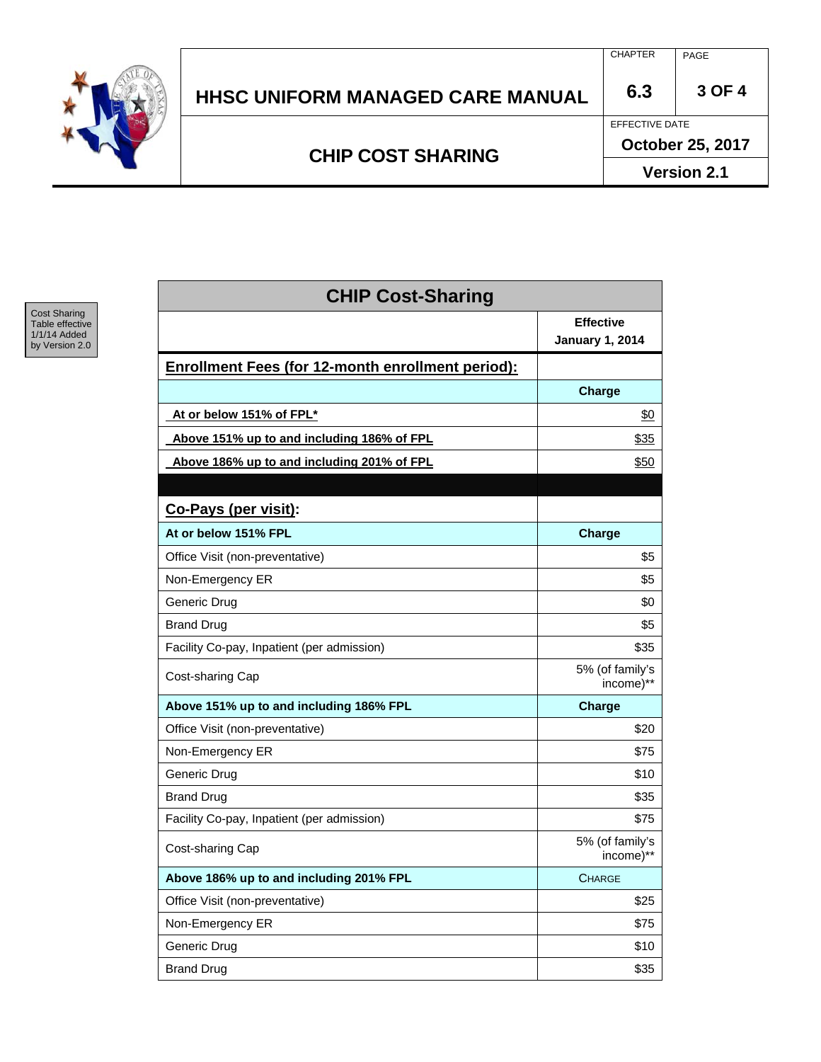Cost Sharing Table effective 1/1/14 Added by Version 2.0

| CHIP Cost-Sharing | |
|---|---|
| | **Effective January 1, 2014** |
| **Enrollment Fees (for 12-month enrollment period):** | |
| | **Charge** |
| **At or below 151% of FPL*** | $0 |
| **Above 151% up to and including 186% of FPL** | $35 |
| **Above 186% up to and including 201% of FPL** | $50 |
| | |
| **Co-Pays (per visit):** | |
| **At or below 151% FPL** | **Charge** |
| Office Visit (non-preventative) | $5 |
| Non-Emergency ER | $5 |
| Generic Drug | $0 |
| Brand Drug | $5 |
| Facility Co-pay, Inpatient (per admission) | $35 |
| Cost-sharing Cap | 5% (of family's income)** |
| **Above 151% up to and including 186% FPL** | **Charge** |
| Office Visit (non-preventative) | $20 |
| Non-Emergency ER | $75 |
| Generic Drug | $10 |
| Brand Drug | $35 |
| Facility Co-pay, Inpatient (per admission) | $75 |
| Cost-sharing Cap | 5% (of family's income)** |
| **Above 186% up to and including 201% FPL** | CHARGE |
| Office Visit (non-preventative) | $25 |
| Non-Emergency ER | $75 |
| Generic Drug | $10 |
| Brand Drug | $35 |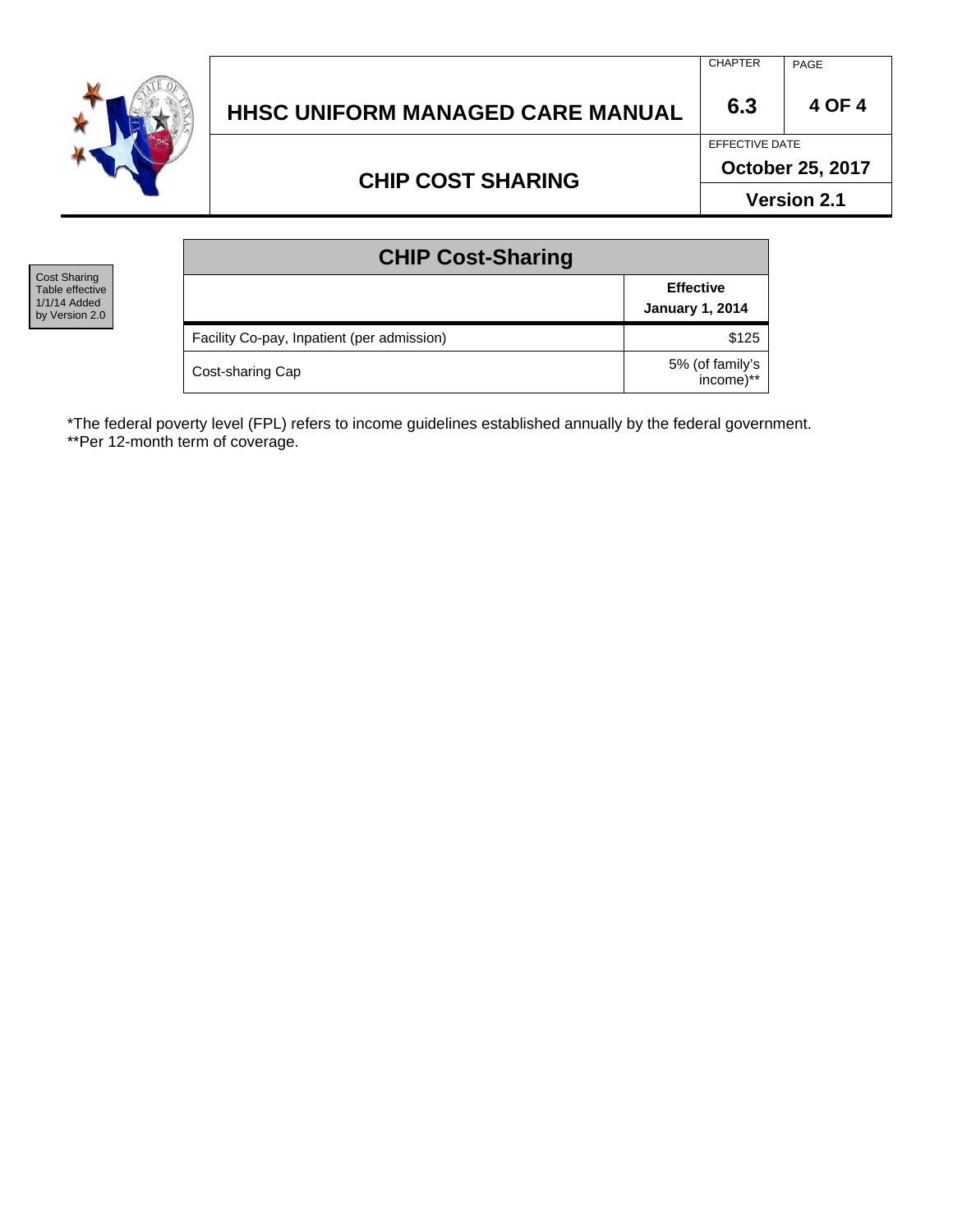Cost Sharing Table effective 1/1/14 Added by Version 2.0

| CHIP Cost-Sharing | |
| --- | --- |
| | **Effective January 1, 2014** |
| Facility Co-pay, Inpatient (per admission) | $125 |
| Cost-sharing Cap | 5% (of family's income)** |

*The federal poverty level (FPL) refers to income guidelines established annually by the federal government.
**Per 12-month term of coverage.